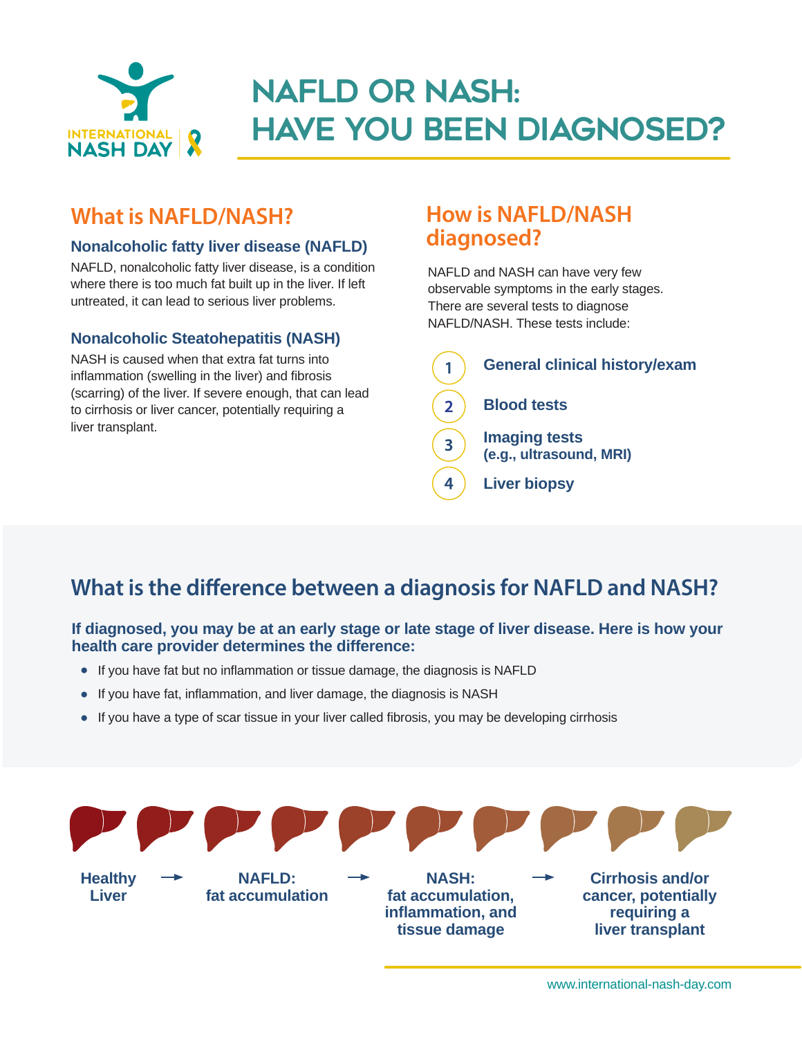INTERNATIONAL NASH DAY

# NAFLD OR NASH: HAVE YOU BEEN DIAGNOSED?

## What is NAFLD/NASH?

### Nonalcoholic fatty liver disease (NAFLD)

NAFLD, nonalcoholic fatty liver disease, is a condition where there is too much fat built up in the liver. If left untreated, it can lead to serious liver problems.

### Nonalcoholic Steatohepatitis (NASH)

NASH is caused when that extra fat turns into inflammation (swelling in the liver) and fibrosis (scarring) of the liver. If severe enough, that can lead to cirrhosis or liver cancer, potentially requiring a liver transplant.

## How is NAFLD/NASH diagnosed?

NAFLD and NASH can have very few observable symptoms in the early stages. There are several tests to diagnose NAFLD/NASH. These tests include:

1. **General clinical history/exam**
2. **Blood tests**
3. **Imaging tests (e.g., ultrasound, MRI)**
4. **Liver biopsy**

## What is the difference between a diagnosis for NAFLD and NASH?

**If diagnosed, you may be at an early stage or late stage of liver disease. Here is how your health care provider determines the difference:**

- If you have fat but no inflammation or tissue damage, the diagnosis is NAFLD
- If you have fat, inflammation, and liver damage, the diagnosis is NASH
- If you have a type of scar tissue in your liver called fibrosis, you may be developing cirrhosis

**Healthy Liver** → **NAFLD: fat accumulation** → **NASH: fat accumulation, inflammation, and tissue damage** → **Cirrhosis and/or cancer, potentially requiring a liver transplant**

www.international-nash-day.com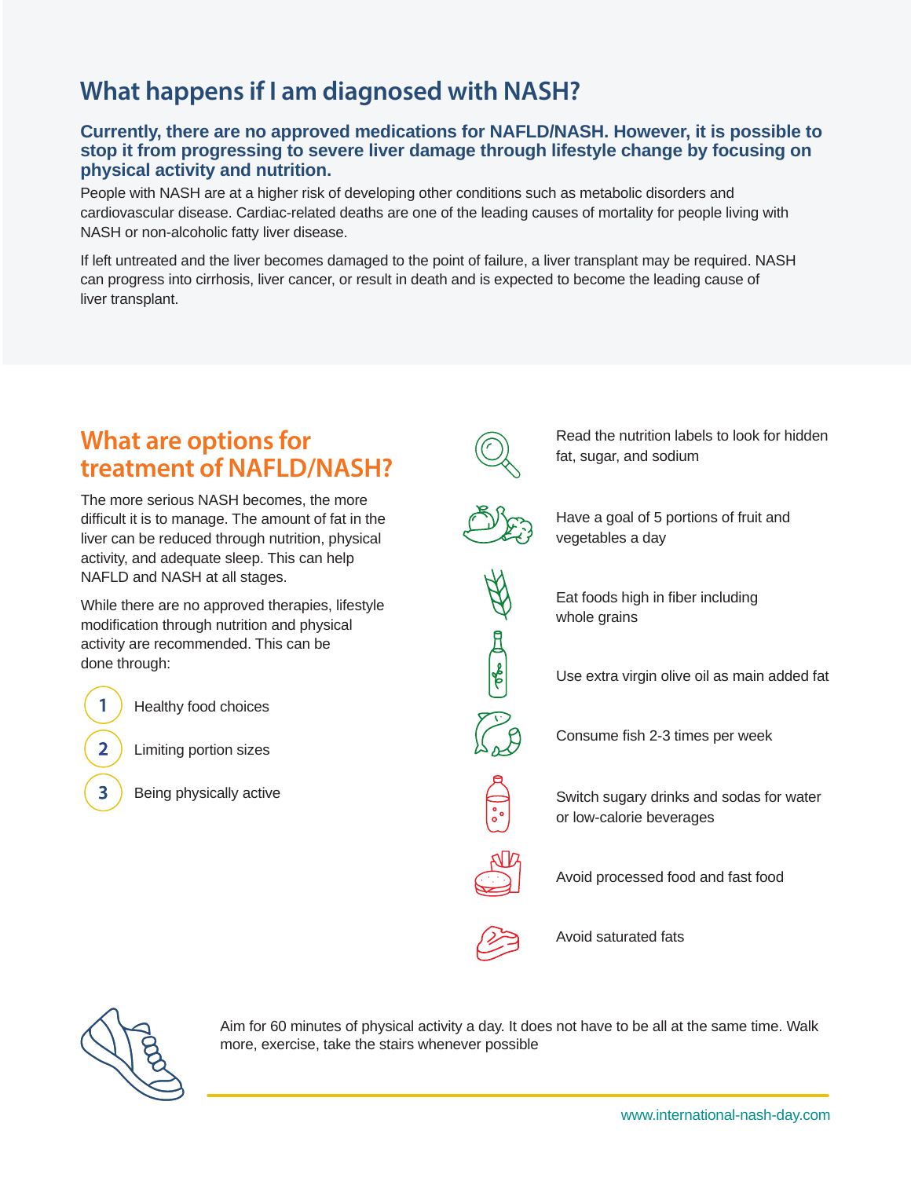## What happens if I am diagnosed with NASH?

**Currently, there are no approved medications for NAFLD/NASH. However, it is possible to stop it from progressing to severe liver damage through lifestyle change by focusing on physical activity and nutrition.**

People with NASH are at a higher risk of developing other conditions such as metabolic disorders and cardiovascular disease. Cardiac-related deaths are one of the leading causes of mortality for people living with NASH or non-alcoholic fatty liver disease.

If left untreated and the liver becomes damaged to the point of failure, a liver transplant may be required. NASH can progress into cirrhosis, liver cancer, or result in death and is expected to become the leading cause of liver transplant.

## What are options for treatment of NAFLD/NASH?

The more serious NASH becomes, the more difficult it is to manage. The amount of fat in the liver can be reduced through nutrition, physical activity, and adequate sleep. This can help NAFLD and NASH at all stages.

While there are no approved therapies, lifestyle modification through nutrition and physical activity are recommended. This can be done through:

1. Healthy food choices
2. Limiting portion sizes
3. Being physically active

- Read the nutrition labels to look for hidden fat, sugar, and sodium
- Have a goal of 5 portions of fruit and vegetables a day
- Eat foods high in fiber including whole grains
- Use extra virgin olive oil as main added fat
- Consume fish 2-3 times per week
- Switch sugary drinks and sodas for water or low-calorie beverages
- Avoid processed food and fast food
- Avoid saturated fats

Aim for 60 minutes of physical activity a day. It does not have to be all at the same time. Walk more, exercise, take the stairs whenever possible

www.international-nash-day.com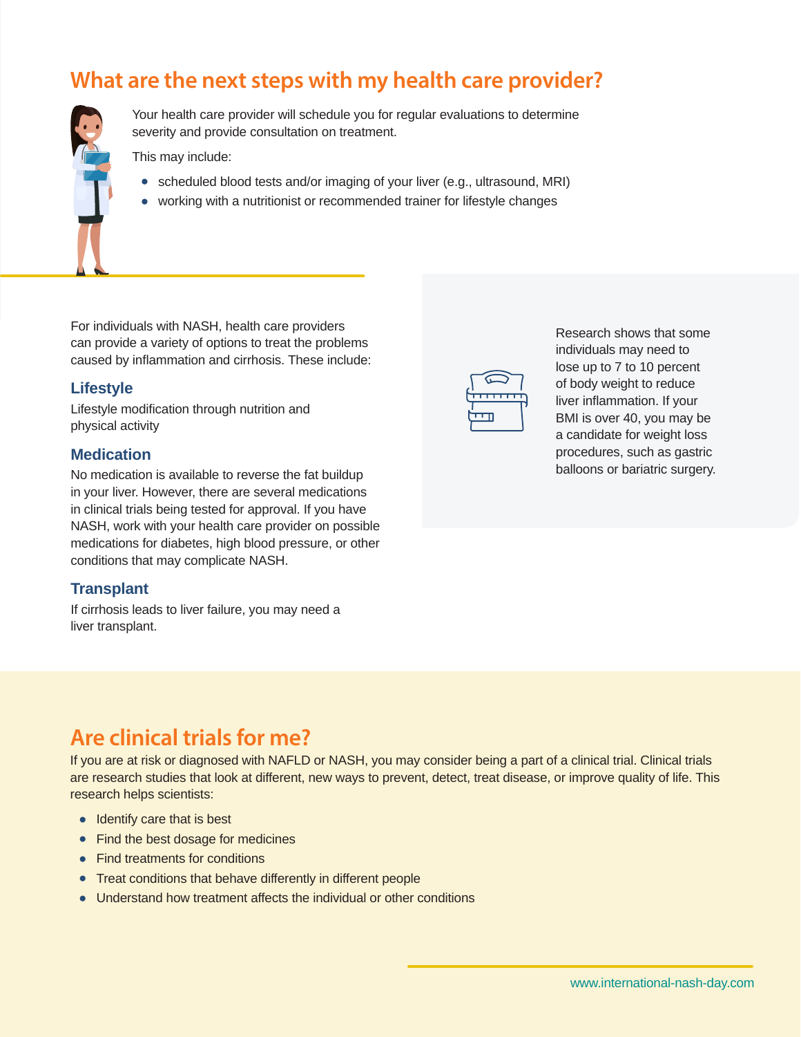## What are the next steps with my health care provider?

Your health care provider will schedule you for regular evaluations to determine severity and provide consultation on treatment.

This may include:

- scheduled blood tests and/or imaging of your liver (e.g., ultrasound, MRI)
- working with a nutritionist or recommended trainer for lifestyle changes

For individuals with NASH, health care providers can provide a variety of options to treat the problems caused by inflammation and cirrhosis. These include:

### Lifestyle

Lifestyle modification through nutrition and physical activity

### Medication

No medication is available to reverse the fat buildup in your liver. However, there are several medications in clinical trials being tested for approval. If you have NASH, work with your health care provider on possible medications for diabetes, high blood pressure, or other conditions that may complicate NASH.

### Transplant

If cirrhosis leads to liver failure, you may need a liver transplant.

Research shows that some individuals may need to lose up to 7 to 10 percent of body weight to reduce liver inflammation. If your BMI is over 40, you may be a candidate for weight loss procedures, such as gastric balloons or bariatric surgery.

## Are clinical trials for me?

If you are at risk or diagnosed with NAFLD or NASH, you may consider being a part of a clinical trial. Clinical trials are research studies that look at different, new ways to prevent, detect, treat disease, or improve quality of life. This research helps scientists:

- Identify care that is best
- Find the best dosage for medicines
- Find treatments for conditions
- Treat conditions that behave differently in different people
- Understand how treatment affects the individual or other conditions

www.international-nash-day.com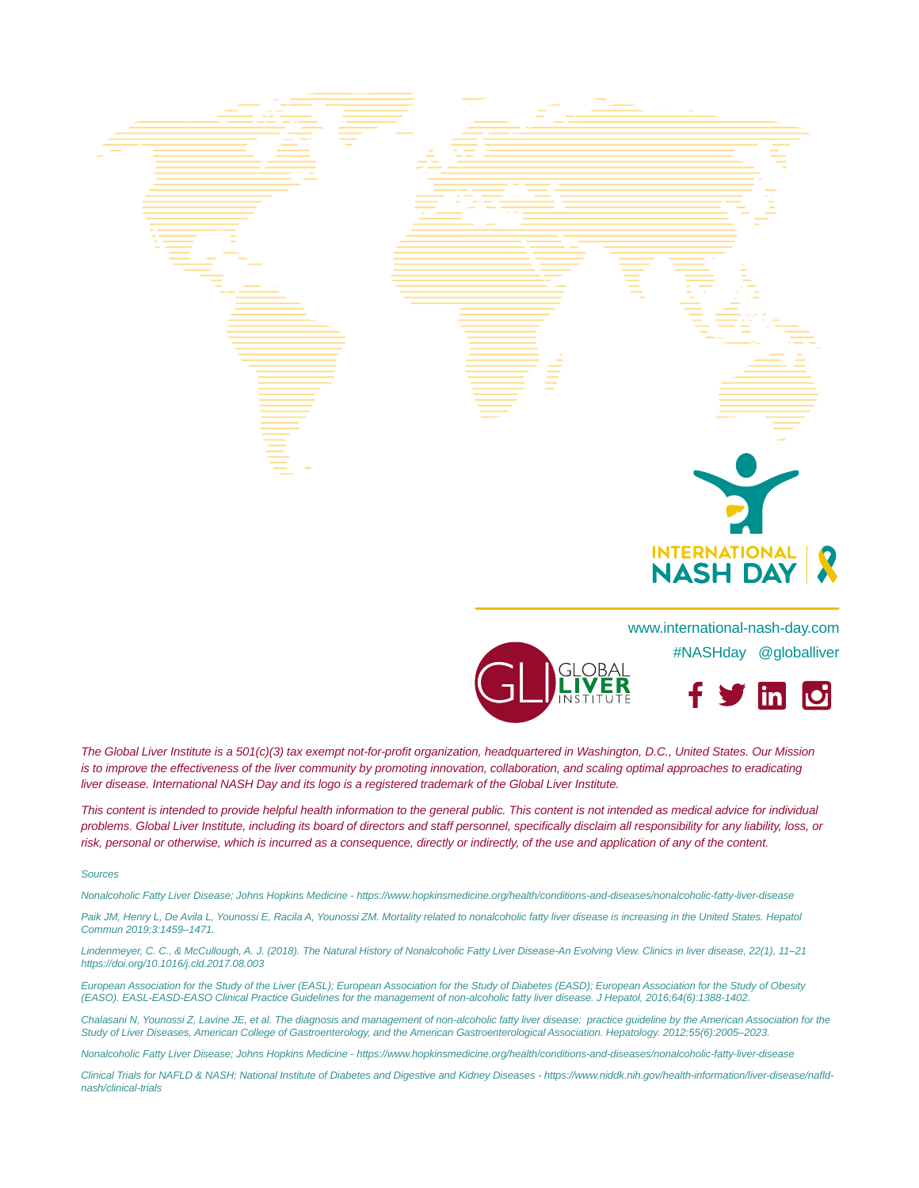INTERNATIONAL NASH DAY

www.international-nash-day.com

#NASHday @globalliver

GLOBAL LIVER INSTITUTE

*The Global Liver Institute is a 501(c)(3) tax exempt not-for-profit organization, headquartered in Washington, D.C., United States. Our Mission is to improve the effectiveness of the liver community by promoting innovation, collaboration, and scaling optimal approaches to eradicating liver disease. International NASH Day and its logo is a registered trademark of the Global Liver Institute.*

*This content is intended to provide helpful health information to the general public. This content is not intended as medical advice for individual problems. Global Liver Institute, including its board of directors and staff personnel, specifically disclaim all responsibility for any liability, loss, or risk, personal or otherwise, which is incurred as a consequence, directly or indirectly, of the use and application of any of the content.*

*Sources*

*Nonalcoholic Fatty Liver Disease; Johns Hopkins Medicine - https://www.hopkinsmedicine.org/health/conditions-and-diseases/nonalcoholic-fatty-liver-disease*

*Paik JM, Henry L, De Avila L, Younossi E, Racila A, Younossi ZM. Mortality related to nonalcoholic fatty liver disease is increasing in the United States. Hepatol Commun 2019;3:1459–1471.*

*Lindenmeyer, C. C., & McCullough, A. J. (2018). The Natural History of Nonalcoholic Fatty Liver Disease-An Evolving View. Clinics in liver disease, 22(1), 11–21 https://doi.org/10.1016/j.cld.2017.08.003*

*European Association for the Study of the Liver (EASL); European Association for the Study of Diabetes (EASD); European Association for the Study of Obesity (EASO). EASL-EASD-EASO Clinical Practice Guidelines for the management of non-alcoholic fatty liver disease. J Hepatol, 2016;64(6):1388-1402.*

*Chalasani N, Younossi Z, Lavine JE, et al. The diagnosis and management of non-alcoholic fatty liver disease: practice guideline by the American Association for the Study of Liver Diseases, American College of Gastroenterology, and the American Gastroenterological Association. Hepatology. 2012;55(6):2005–2023.*

*Nonalcoholic Fatty Liver Disease; Johns Hopkins Medicine - https://www.hopkinsmedicine.org/health/conditions-and-diseases/nonalcoholic-fatty-liver-disease*

*Clinical Trials for NAFLD & NASH; National Institute of Diabetes and Digestive and Kidney Diseases - https://www.niddk.nih.gov/health-information/liver-disease/nafld-nash/clinical-trials*